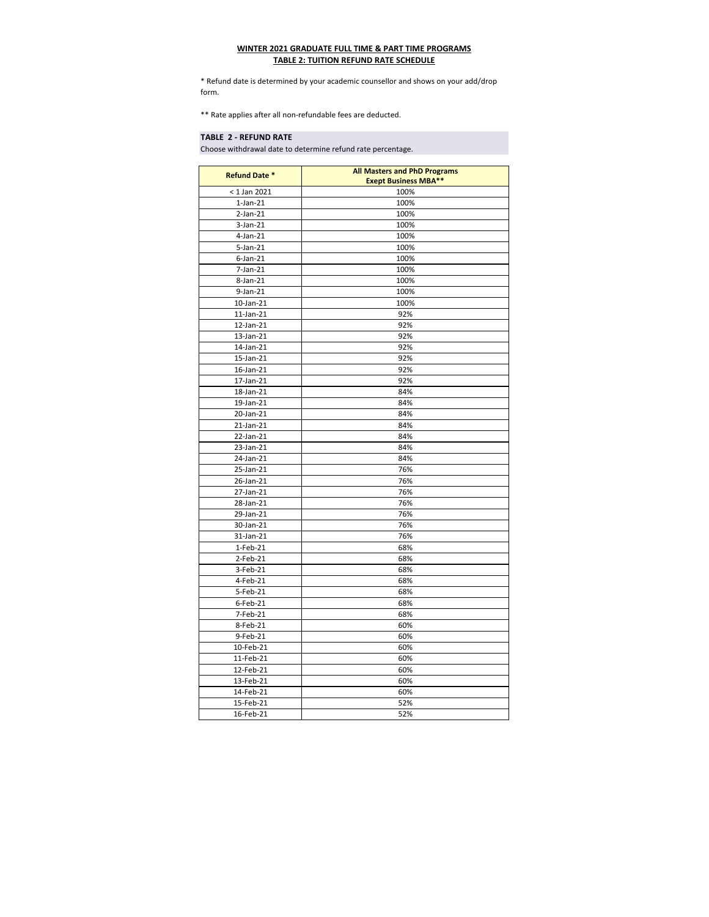**WINTER 2021 GRADUATE FULL TIME & PART TIME PROGRAMS**
**TABLE 2: TUITION REFUND RATE SCHEDULE**

* Refund date is determined by your academic counsellor and shows on your add/drop form.

** Rate applies after all non-refundable fees are deducted.

**TABLE 2 - REFUND RATE**

Choose withdrawal date to determine refund rate percentage.

| Refund Date * | All Masters and PhD Programs Exept Business MBA** |
|---|---|
| < 1 Jan 2021 | 100% |
| 1-Jan-21 | 100% |
| 2-Jan-21 | 100% |
| 3-Jan-21 | 100% |
| 4-Jan-21 | 100% |
| 5-Jan-21 | 100% |
| 6-Jan-21 | 100% |
| 7-Jan-21 | 100% |
| 8-Jan-21 | 100% |
| 9-Jan-21 | 100% |
| 10-Jan-21 | 100% |
| 11-Jan-21 | 92% |
| 12-Jan-21 | 92% |
| 13-Jan-21 | 92% |
| 14-Jan-21 | 92% |
| 15-Jan-21 | 92% |
| 16-Jan-21 | 92% |
| 17-Jan-21 | 92% |
| 18-Jan-21 | 84% |
| 19-Jan-21 | 84% |
| 20-Jan-21 | 84% |
| 21-Jan-21 | 84% |
| 22-Jan-21 | 84% |
| 23-Jan-21 | 84% |
| 24-Jan-21 | 84% |
| 25-Jan-21 | 76% |
| 26-Jan-21 | 76% |
| 27-Jan-21 | 76% |
| 28-Jan-21 | 76% |
| 29-Jan-21 | 76% |
| 30-Jan-21 | 76% |
| 31-Jan-21 | 76% |
| 1-Feb-21 | 68% |
| 2-Feb-21 | 68% |
| 3-Feb-21 | 68% |
| 4-Feb-21 | 68% |
| 5-Feb-21 | 68% |
| 6-Feb-21 | 68% |
| 7-Feb-21 | 68% |
| 8-Feb-21 | 60% |
| 9-Feb-21 | 60% |
| 10-Feb-21 | 60% |
| 11-Feb-21 | 60% |
| 12-Feb-21 | 60% |
| 13-Feb-21 | 60% |
| 14-Feb-21 | 60% |
| 15-Feb-21 | 52% |
| 16-Feb-21 | 52% |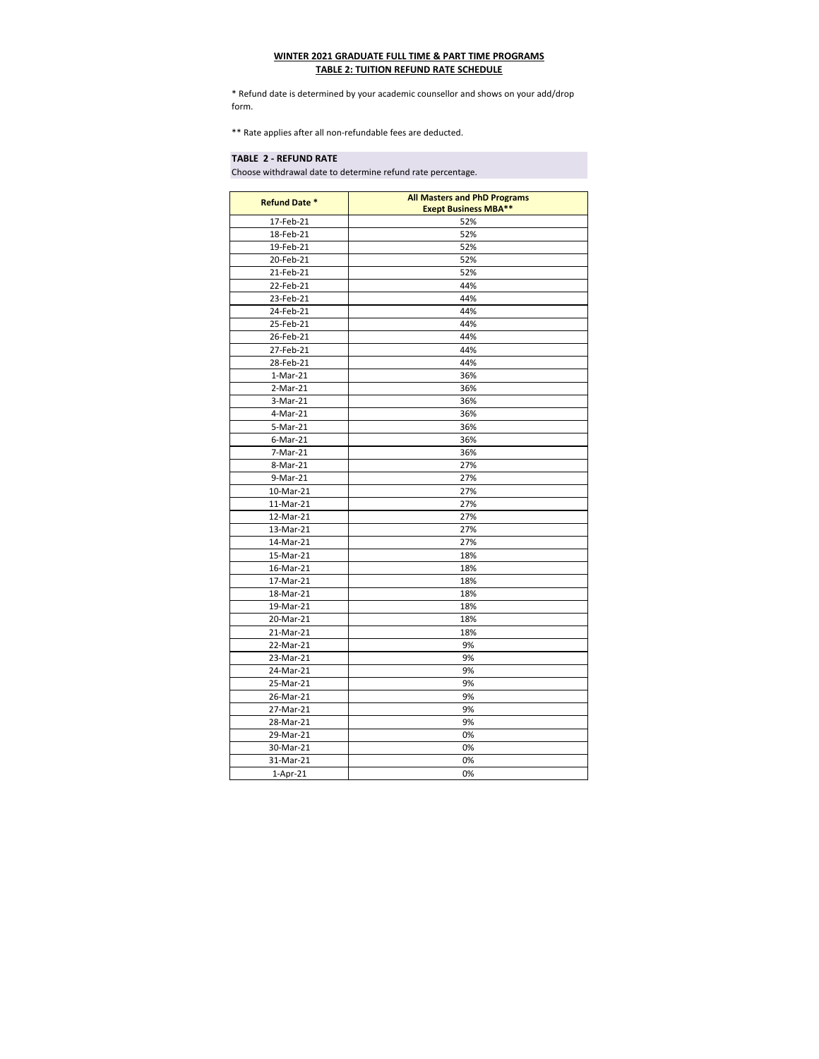**WINTER 2021 GRADUATE FULL TIME & PART TIME PROGRAMS**
**TABLE 2: TUITION REFUND RATE SCHEDULE**

* Refund date is determined by your academic counsellor and shows on your add/drop form.

** Rate applies after all non-refundable fees are deducted.

**TABLE 2 - REFUND RATE**

Choose withdrawal date to determine refund rate percentage.

| Refund Date * | All Masters and PhD Programs Exept Business MBA** |
|---|---|
| 17-Feb-21 | 52% |
| 18-Feb-21 | 52% |
| 19-Feb-21 | 52% |
| 20-Feb-21 | 52% |
| 21-Feb-21 | 52% |
| 22-Feb-21 | 44% |
| 23-Feb-21 | 44% |
| 24-Feb-21 | 44% |
| 25-Feb-21 | 44% |
| 26-Feb-21 | 44% |
| 27-Feb-21 | 44% |
| 28-Feb-21 | 44% |
| 1-Mar-21 | 36% |
| 2-Mar-21 | 36% |
| 3-Mar-21 | 36% |
| 4-Mar-21 | 36% |
| 5-Mar-21 | 36% |
| 6-Mar-21 | 36% |
| 7-Mar-21 | 36% |
| 8-Mar-21 | 27% |
| 9-Mar-21 | 27% |
| 10-Mar-21 | 27% |
| 11-Mar-21 | 27% |
| 12-Mar-21 | 27% |
| 13-Mar-21 | 27% |
| 14-Mar-21 | 27% |
| 15-Mar-21 | 18% |
| 16-Mar-21 | 18% |
| 17-Mar-21 | 18% |
| 18-Mar-21 | 18% |
| 19-Mar-21 | 18% |
| 20-Mar-21 | 18% |
| 21-Mar-21 | 18% |
| 22-Mar-21 | 9% |
| 23-Mar-21 | 9% |
| 24-Mar-21 | 9% |
| 25-Mar-21 | 9% |
| 26-Mar-21 | 9% |
| 27-Mar-21 | 9% |
| 28-Mar-21 | 9% |
| 29-Mar-21 | 0% |
| 30-Mar-21 | 0% |
| 31-Mar-21 | 0% |
| 1-Apr-21 | 0% |